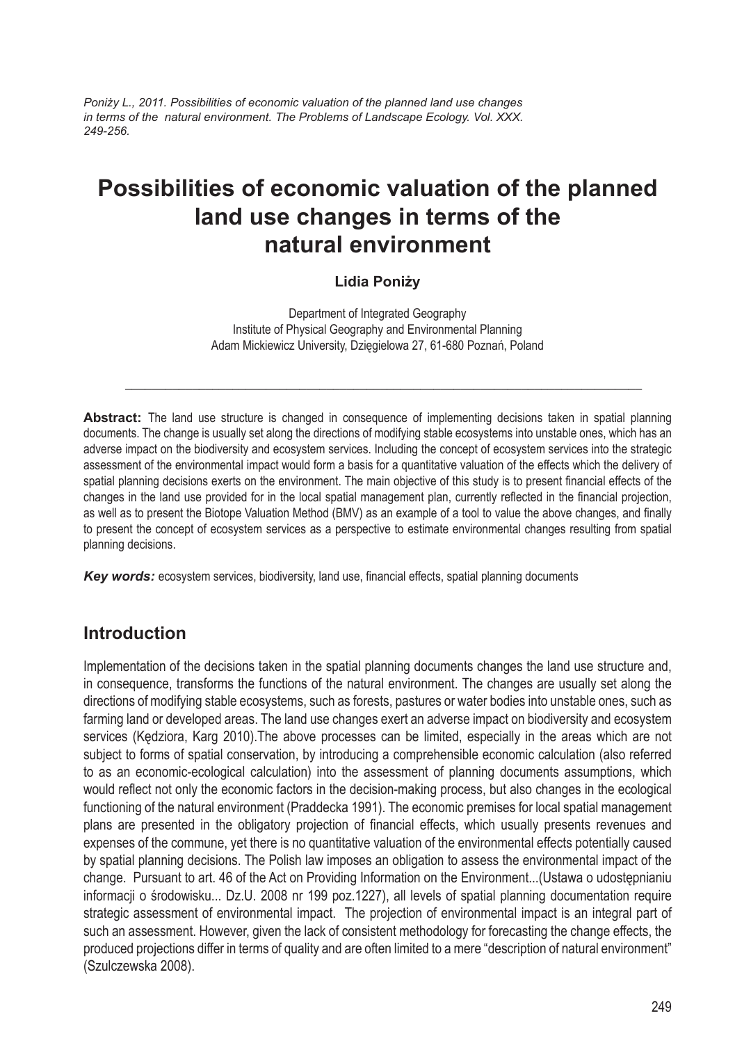*Poniży L., 2011. Possibilities of economic valuation of the planned land use changes in terms of the natural environment. The Problems of Landscape Ecology. Vol. XXX. 249-256.*

# Possibilities of economic valuation of the planned land use changes in terms of the natural environment

**Lidia Poniży**

Department of Integrated Geography
Institute of Physical Geography and Environmental Planning
Adam Mickiewicz University, Dzięgielowa 27, 61-680 Poznań, Poland

---

**Abstract:** The land use structure is changed in consequence of implementing decisions taken in spatial planning documents. The change is usually set along the directions of modifying stable ecosystems into unstable ones, which has an adverse impact on the biodiversity and ecosystem services. Including the concept of ecosystem services into the strategic assessment of the environmental impact would form a basis for a quantitative valuation of the effects which the delivery of spatial planning decisions exerts on the environment. The main objective of this study is to present financial effects of the changes in the land use provided for in the local spatial management plan, currently reflected in the financial projection, as well as to present the Biotope Valuation Method (BMV) as an example of a tool to value the above changes, and finally to present the concept of ecosystem services as a perspective to estimate environmental changes resulting from spatial planning decisions.

***Key words:*** ecosystem services, biodiversity, land use, financial effects, spatial planning documents

## Introduction

Implementation of the decisions taken in the spatial planning documents changes the land use structure and, in consequence, transforms the functions of the natural environment. The changes are usually set along the directions of modifying stable ecosystems, such as forests, pastures or water bodies into unstable ones, such as farming land or developed areas. The land use changes exert an adverse impact on biodiversity and ecosystem services (Kędziora, Karg 2010).The above processes can be limited, especially in the areas which are not subject to forms of spatial conservation, by introducing a comprehensible economic calculation (also referred to as an economic-ecological calculation) into the assessment of planning documents assumptions, which would reflect not only the economic factors in the decision-making process, but also changes in the ecological functioning of the natural environment (Praddecka 1991). The economic premises for local spatial management plans are presented in the obligatory projection of financial effects, which usually presents revenues and expenses of the commune, yet there is no quantitative valuation of the environmental effects potentially caused by spatial planning decisions. The Polish law imposes an obligation to assess the environmental impact of the change. Pursuant to art. 46 of the Act on Providing Information on the Environment...(Ustawa o udostępnianiu informacji o środowisku... Dz.U. 2008 nr 199 poz.1227), all levels of spatial planning documentation require strategic assessment of environmental impact. The projection of environmental impact is an integral part of such an assessment. However, given the lack of consistent methodology for forecasting the change effects, the produced projections differ in terms of quality and are often limited to a mere "description of natural environment" (Szulczewska 2008).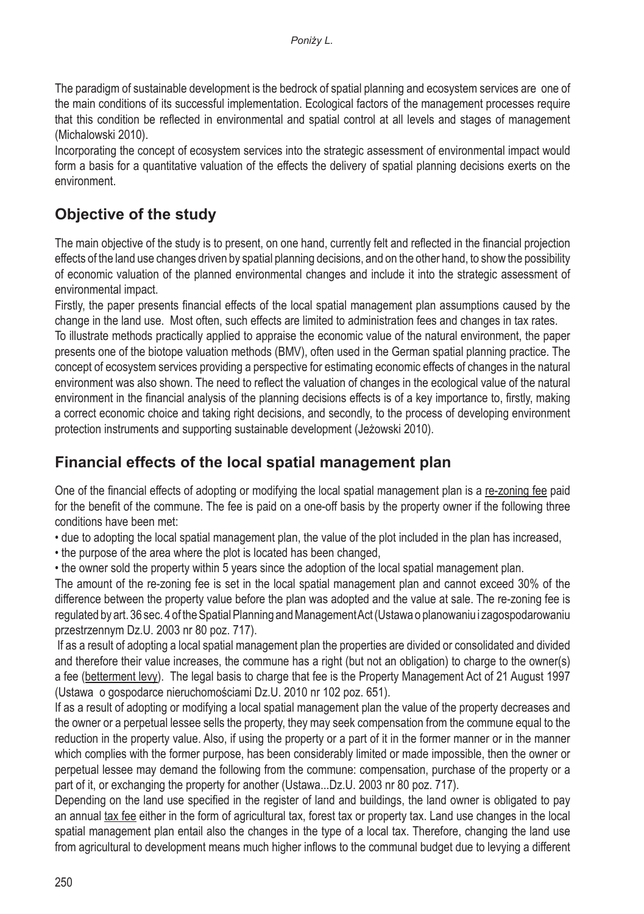The paradigm of sustainable development is the bedrock of spatial planning and ecosystem services are one of the main conditions of its successful implementation. Ecological factors of the management processes require that this condition be reflected in environmental and spatial control at all levels and stages of management (Michalowski 2010).

Incorporating the concept of ecosystem services into the strategic assessment of environmental impact would form a basis for a quantitative valuation of the effects the delivery of spatial planning decisions exerts on the environment.

## Objective of the study

The main objective of the study is to present, on one hand, currently felt and reflected in the financial projection effects of the land use changes driven by spatial planning decisions, and on the other hand, to show the possibility of economic valuation of the planned environmental changes and include it into the strategic assessment of environmental impact.

Firstly, the paper presents financial effects of the local spatial management plan assumptions caused by the change in the land use. Most often, such effects are limited to administration fees and changes in tax rates.

To illustrate methods practically applied to appraise the economic value of the natural environment, the paper presents one of the biotope valuation methods (BMV), often used in the German spatial planning practice. The concept of ecosystem services providing a perspective for estimating economic effects of changes in the natural environment was also shown. The need to reflect the valuation of changes in the ecological value of the natural environment in the financial analysis of the planning decisions effects is of a key importance to, firstly, making a correct economic choice and taking right decisions, and secondly, to the process of developing environment protection instruments and supporting sustainable development (Jeżowski 2010).

## Financial effects of the local spatial management plan

One of the financial effects of adopting or modifying the local spatial management plan is a re-zoning fee paid for the benefit of the commune. The fee is paid on a one-off basis by the property owner if the following three conditions have been met:

- due to adopting the local spatial management plan, the value of the plot included in the plan has increased,
- the purpose of the area where the plot is located has been changed,
- the owner sold the property within 5 years since the adoption of the local spatial management plan.

The amount of the re-zoning fee is set in the local spatial management plan and cannot exceed 30% of the difference between the property value before the plan was adopted and the value at sale. The re-zoning fee is regulated by art. 36 sec. 4 of the Spatial Planning and Management Act (Ustawa o planowaniu i zagospodarowaniu przestrzennym Dz.U. 2003 nr 80 poz. 717).

If as a result of adopting a local spatial management plan the properties are divided or consolidated and divided and therefore their value increases, the commune has a right (but not an obligation) to charge to the owner(s) a fee (betterment levy). The legal basis to charge that fee is the Property Management Act of 21 August 1997 (Ustawa o gospodarce nieruchomościami Dz.U. 2010 nr 102 poz. 651).

If as a result of adopting or modifying a local spatial management plan the value of the property decreases and the owner or a perpetual lessee sells the property, they may seek compensation from the commune equal to the reduction in the property value. Also, if using the property or a part of it in the former manner or in the manner which complies with the former purpose, has been considerably limited or made impossible, then the owner or perpetual lessee may demand the following from the commune: compensation, purchase of the property or a part of it, or exchanging the property for another (Ustawa...Dz.U. 2003 nr 80 poz. 717).

Depending on the land use specified in the register of land and buildings, the land owner is obligated to pay an annual tax fee either in the form of agricultural tax, forest tax or property tax. Land use changes in the local spatial management plan entail also the changes in the type of a local tax. Therefore, changing the land use from agricultural to development means much higher inflows to the communal budget due to levying a different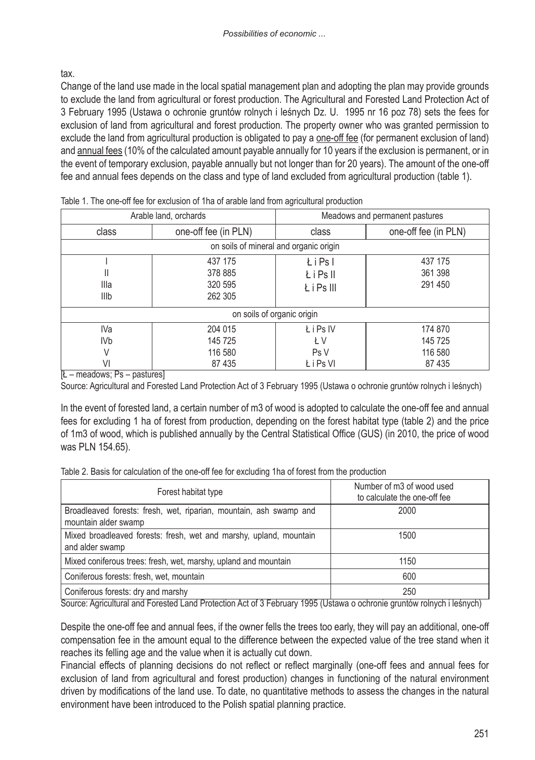tax.

Change of the land use made in the local spatial management plan and adopting the plan may provide grounds to exclude the land from agricultural or forest production. The Agricultural and Forested Land Protection Act of 3 February 1995 (Ustawa o ochronie gruntów rolnych i leśnych Dz. U. 1995 nr 16 poz 78) sets the fees for exclusion of land from agricultural and forest production. The property owner who was granted permission to exclude the land from agricultural production is obligated to pay a one-off fee (for permanent exclusion of land) and annual fees (10% of the calculated amount payable annually for 10 years if the exclusion is permanent, or in the event of temporary exclusion, payable annually but not longer than for 20 years). The amount of the one-off fee and annual fees depends on the class and type of land excluded from agricultural production (table 1).

Table 1. The one-off fee for exclusion of 1ha of arable land from agricultural production

| Arable land, orchards | | Meadows and permanent pastures | |
|---|---|---|---|
| class | one-off fee (in PLN) | class | one-off fee (in PLN) |
| on soils of mineral and organic origin | | | |
| I | 437 175 | Ł i Ps I | 437 175 |
| II | 378 885 | Ł i Ps II | 361 398 |
| IIIa | 320 595 | Ł i Ps III | 291 450 |
| IIIb | 262 305 | | |
| on soils of organic origin | | | |
| IVa | 204 015 | Ł i Ps IV | 174 870 |
| IVb | 145 725 | Ł V | 145 725 |
| V | 116 580 | Ps V | 116 580 |
| VI | 87 435 | Ł i Ps VI | 87 435 |

[Ł – meadows; Ps – pastures]

Source: Agricultural and Forested Land Protection Act of 3 February 1995 (Ustawa o ochronie gruntów rolnych i leśnych)

In the event of forested land, a certain number of m3 of wood is adopted to calculate the one-off fee and annual fees for excluding 1 ha of forest from production, depending on the forest habitat type (table 2) and the price of 1m3 of wood, which is published annually by the Central Statistical Office (GUS) (in 2010, the price of wood was PLN 154.65).

Table 2. Basis for calculation of the one-off fee for excluding 1ha of forest from the production

| Forest habitat type | Number of m3 of wood used to calculate the one-off fee |
|---|---|
| Broadleaved forests: fresh, wet, riparian, mountain, ash swamp and mountain alder swamp | 2000 |
| Mixed broadleaved forests: fresh, wet and marshy, upland, mountain and alder swamp | 1500 |
| Mixed coniferous trees: fresh, wet, marshy, upland and mountain | 1150 |
| Coniferous forests: fresh, wet, mountain | 600 |
| Coniferous forests: dry and marshy | 250 |

Source: Agricultural and Forested Land Protection Act of 3 February 1995 (Ustawa o ochronie gruntów rolnych i leśnych)

Despite the one-off fee and annual fees, if the owner fells the trees too early, they will pay an additional, one-off compensation fee in the amount equal to the difference between the expected value of the tree stand when it reaches its felling age and the value when it is actually cut down.

Financial effects of planning decisions do not reflect or reflect marginally (one-off fees and annual fees for exclusion of land from agricultural and forest production) changes in functioning of the natural environment driven by modifications of the land use. To date, no quantitative methods to assess the changes in the natural environment have been introduced to the Polish spatial planning practice.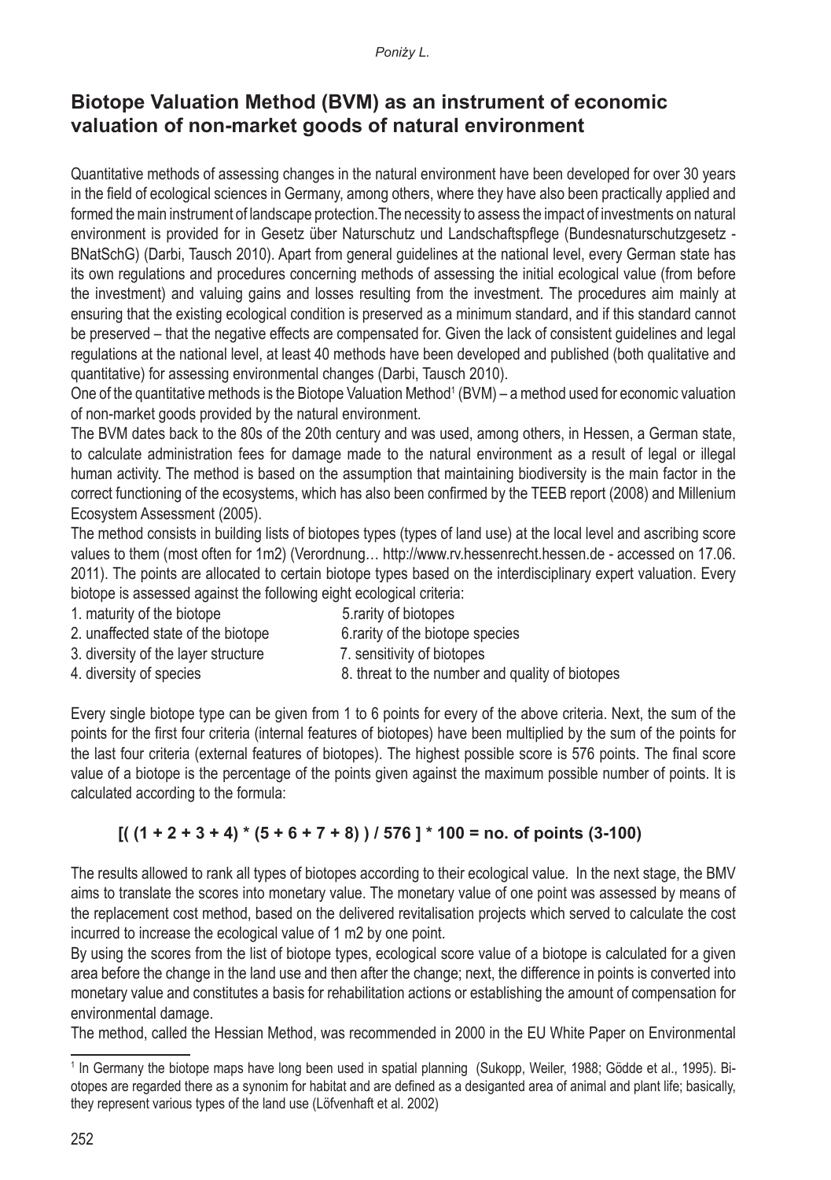## Biotope Valuation Method (BVM) as an instrument of economic valuation of non-market goods of natural environment

Quantitative methods of assessing changes in the natural environment have been developed for over 30 years in the field of ecological sciences in Germany, among others, where they have also been practically applied and formed the main instrument of landscape protection.The necessity to assess the impact of investments on natural environment is provided for in Gesetz über Naturschutz und Landschaftspflege (Bundesnaturschutzgesetz - BNatSchG) (Darbi, Tausch 2010). Apart from general guidelines at the national level, every German state has its own regulations and procedures concerning methods of assessing the initial ecological value (from before the investment) and valuing gains and losses resulting from the investment. The procedures aim mainly at ensuring that the existing ecological condition is preserved as a minimum standard, and if this standard cannot be preserved – that the negative effects are compensated for. Given the lack of consistent guidelines and legal regulations at the national level, at least 40 methods have been developed and published (both qualitative and quantitative) for assessing environmental changes (Darbi, Tausch 2010).

One of the quantitative methods is the Biotope Valuation Method[1] (BVM) – a method used for economic valuation of non-market goods provided by the natural environment.

The BVM dates back to the 80s of the 20th century and was used, among others, in Hessen, a German state, to calculate administration fees for damage made to the natural environment as a result of legal or illegal human activity. The method is based on the assumption that maintaining biodiversity is the main factor in the correct functioning of the ecosystems, which has also been confirmed by the TEEB report (2008) and Millenium Ecosystem Assessment (2005).

The method consists in building lists of biotopes types (types of land use) at the local level and ascribing score values to them (most often for 1m2) (Verordnung… http://www.rv.hessenrecht.hessen.de - accessed on 17.06. 2011). The points are allocated to certain biotope types based on the interdisciplinary expert valuation. Every biotope is assessed against the following eight ecological criteria:

1. maturity of the biotope
2. unaffected state of the biotope
3. diversity of the layer structure
4. diversity of species
5. rarity of biotopes
6. rarity of the biotope species
7. sensitivity of biotopes
8. threat to the number and quality of biotopes

Every single biotope type can be given from 1 to 6 points for every of the above criteria. Next, the sum of the points for the first four criteria (internal features of biotopes) have been multiplied by the sum of the points for the last four criteria (external features of biotopes). The highest possible score is 576 points. The final score value of a biotope is the percentage of the points given against the maximum possible number of points. It is calculated according to the formula:

$$[( (1 + 2 + 3 + 4) * (5 + 6 + 7 + 8) ) / 576 ] * 100 = \text{no. of points (3-100)}$$

The results allowed to rank all types of biotopes according to their ecological value. In the next stage, the BMV aims to translate the scores into monetary value. The monetary value of one point was assessed by means of the replacement cost method, based on the delivered revitalisation projects which served to calculate the cost incurred to increase the ecological value of 1 m2 by one point.

By using the scores from the list of biotope types, ecological score value of a biotope is calculated for a given area before the change in the land use and then after the change; next, the difference in points is converted into monetary value and constitutes a basis for rehabilitation actions or establishing the amount of compensation for environmental damage.

The method, called the Hessian Method, was recommended in 2000 in the EU White Paper on Environmental

[1] In Germany the biotope maps have long been used in spatial planning (Sukopp, Weiler, 1988; Gödde et al., 1995). Biotopes are regarded there as a synonim for habitat and are defined as a desiganted area of animal and plant life; basically, they represent various types of the land use (Löfvenhaft et al. 2002)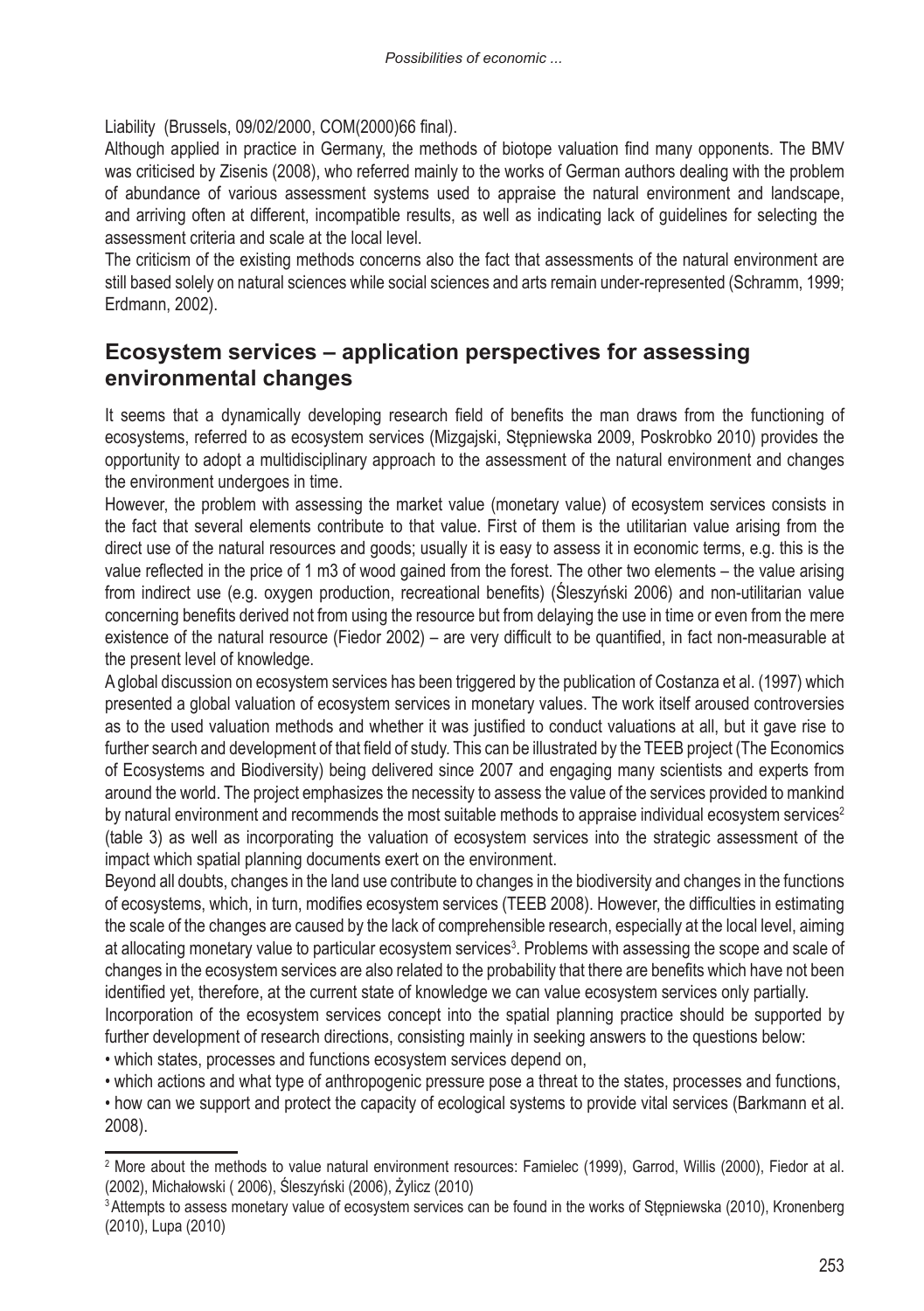Liability (Brussels, 09/02/2000, COM(2000)66 final).

Although applied in practice in Germany, the methods of biotope valuation find many opponents. The BMV was criticised by Zisenis (2008), who referred mainly to the works of German authors dealing with the problem of abundance of various assessment systems used to appraise the natural environment and landscape, and arriving often at different, incompatible results, as well as indicating lack of guidelines for selecting the assessment criteria and scale at the local level.

The criticism of the existing methods concerns also the fact that assessments of the natural environment are still based solely on natural sciences while social sciences and arts remain under-represented (Schramm, 1999; Erdmann, 2002).

## Ecosystem services – application perspectives for assessing environmental changes

It seems that a dynamically developing research field of benefits the man draws from the functioning of ecosystems, referred to as ecosystem services (Mizgajski, Stępniewska 2009, Poskrobko 2010) provides the opportunity to adopt a multidisciplinary approach to the assessment of the natural environment and changes the environment undergoes in time.

However, the problem with assessing the market value (monetary value) of ecosystem services consists in the fact that several elements contribute to that value. First of them is the utilitarian value arising from the direct use of the natural resources and goods; usually it is easy to assess it in economic terms, e.g. this is the value reflected in the price of 1 m3 of wood gained from the forest. The other two elements – the value arising from indirect use (e.g. oxygen production, recreational benefits) (Śleszyński 2006) and non-utilitarian value concerning benefits derived not from using the resource but from delaying the use in time or even from the mere existence of the natural resource (Fiedor 2002) – are very difficult to be quantified, in fact non-measurable at the present level of knowledge.

A global discussion on ecosystem services has been triggered by the publication of Costanza et al. (1997) which presented a global valuation of ecosystem services in monetary values. The work itself aroused controversies as to the used valuation methods and whether it was justified to conduct valuations at all, but it gave rise to further search and development of that field of study. This can be illustrated by the TEEB project (The Economics of Ecosystems and Biodiversity) being delivered since 2007 and engaging many scientists and experts from around the world. The project emphasizes the necessity to assess the value of the services provided to mankind by natural environment and recommends the most suitable methods to appraise individual ecosystem services[2] (table 3) as well as incorporating the valuation of ecosystem services into the strategic assessment of the impact which spatial planning documents exert on the environment.

Beyond all doubts, changes in the land use contribute to changes in the biodiversity and changes in the functions of ecosystems, which, in turn, modifies ecosystem services (TEEB 2008). However, the difficulties in estimating the scale of the changes are caused by the lack of comprehensible research, especially at the local level, aiming at allocating monetary value to particular ecosystem services[3]. Problems with assessing the scope and scale of changes in the ecosystem services are also related to the probability that there are benefits which have not been identified yet, therefore, at the current state of knowledge we can value ecosystem services only partially.

Incorporation of the ecosystem services concept into the spatial planning practice should be supported by further development of research directions, consisting mainly in seeking answers to the questions below:

- which states, processes and functions ecosystem services depend on,
- which actions and what type of anthropogenic pressure pose a threat to the states, processes and functions,
- how can we support and protect the capacity of ecological systems to provide vital services (Barkmann et al. 2008).

---

[2] More about the methods to value natural environment resources: Famielec (1999), Garrod, Willis (2000), Fiedor at al. (2002), Michałowski ( 2006), Śleszyński (2006), Żylicz (2010)

[3] Attempts to assess monetary value of ecosystem services can be found in the works of Stępniewska (2010), Kronenberg (2010), Lupa (2010)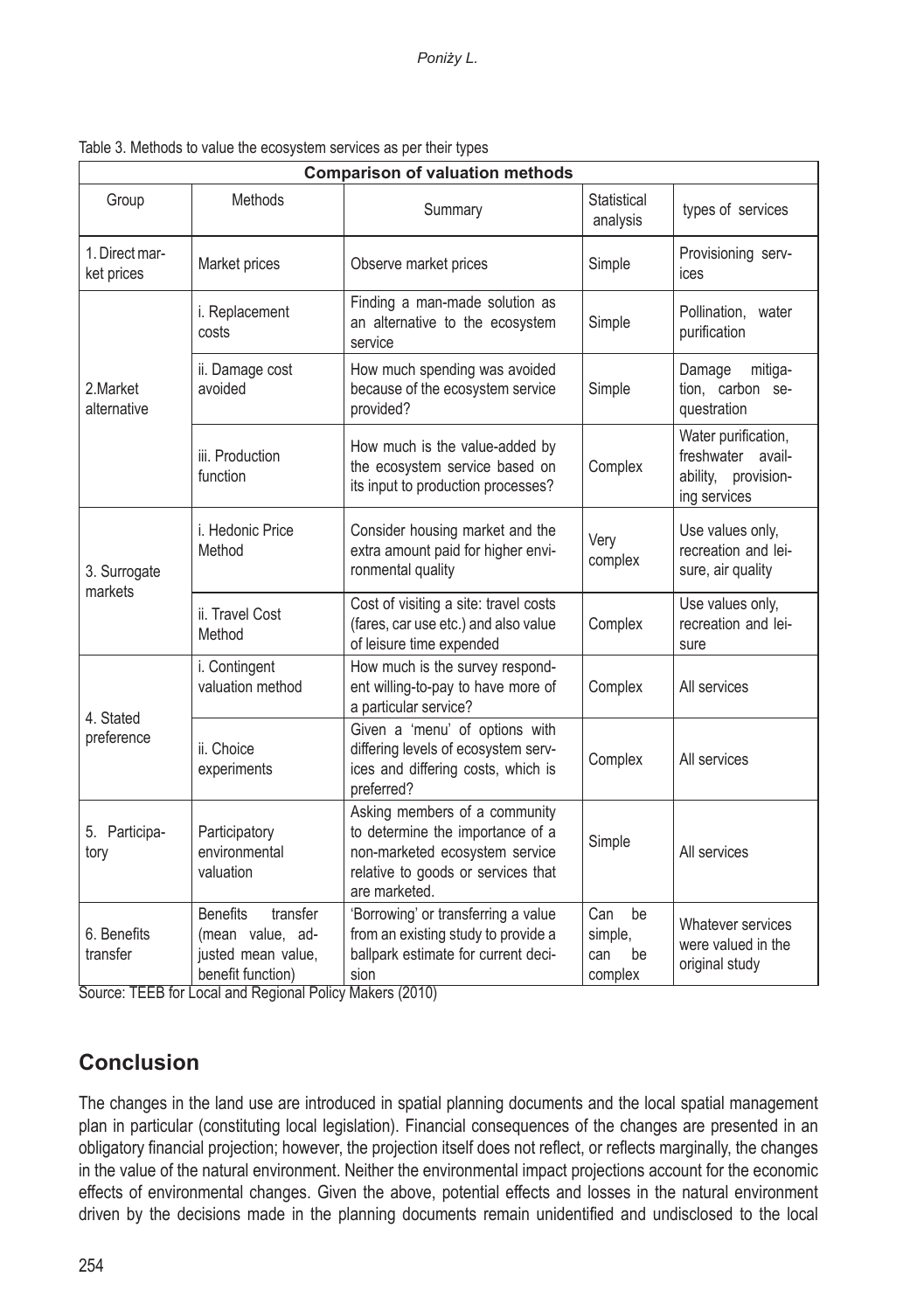Table 3. Methods to value the ecosystem services as per their types

| Comparison of valuation methods | | | | |
|---|---|---|---|---|
| Group | Methods | Summary | Statistical analysis | types of services |
| 1. Direct market prices | Market prices | Observe market prices | Simple | Provisioning services |
| 2.Market alternative | i. Replacement costs | Finding a man-made solution as an alternative to the ecosystem service | Simple | Pollination, water purification |
| | ii. Damage cost avoided | How much spending was avoided because of the ecosystem service provided? | Simple | Damage mitigation, carbon sequestration |
| | iii. Production function | How much is the value-added by the ecosystem service based on its input to production processes? | Complex | Water purification, freshwater availability, provisioning services |
| 3. Surrogate markets | i. Hedonic Price Method | Consider housing market and the extra amount paid for higher environmental quality | Very complex | Use values only, recreation and leisure, air quality |
| | ii. Travel Cost Method | Cost of visiting a site: travel costs (fares, car use etc.) and also value of leisure time expended | Complex | Use values only, recreation and leisure |
| 4. Stated preference | i. Contingent valuation method | How much is the survey respondent willing-to-pay to have more of a particular service? | Complex | All services |
| | ii. Choice experiments | Given a 'menu' of options with differing levels of ecosystem services and differing costs, which is preferred? | Complex | All services |
| 5. Participatory | Participatory environmental valuation | Asking members of a community to determine the importance of a non-marketed ecosystem service relative to goods or services that are marketed. | Simple | All services |
| 6. Benefits transfer | Benefits transfer (mean value, adjusted mean value, benefit function) | 'Borrowing' or transferring a value from an existing study to provide a ballpark estimate for current decision | Can be simple, can be complex | Whatever services were valued in the original study |

Source: TEEB for Local and Regional Policy Makers (2010)

## Conclusion

The changes in the land use are introduced in spatial planning documents and the local spatial management plan in particular (constituting local legislation). Financial consequences of the changes are presented in an obligatory financial projection; however, the projection itself does not reflect, or reflects marginally, the changes in the value of the natural environment. Neither the environmental impact projections account for the economic effects of environmental changes. Given the above, potential effects and losses in the natural environment driven by the decisions made in the planning documents remain unidentified and undisclosed to the local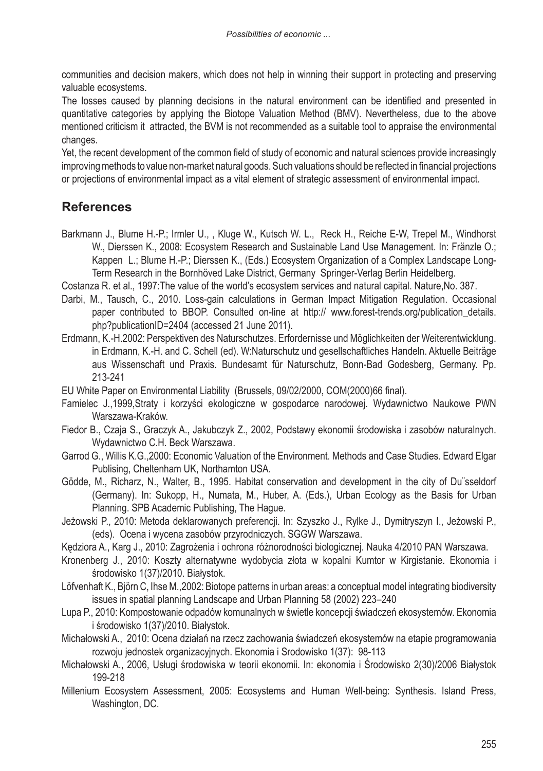communities and decision makers, which does not help in winning their support in protecting and preserving valuable ecosystems.

The losses caused by planning decisions in the natural environment can be identified and presented in quantitative categories by applying the Biotope Valuation Method (BMV). Nevertheless, due to the above mentioned criticism it attracted, the BVM is not recommended as a suitable tool to appraise the environmental changes.

Yet, the recent development of the common field of study of economic and natural sciences provide increasingly improving methods to value non-market natural goods. Such valuations should be reflected in financial projections or projections of environmental impact as a vital element of strategic assessment of environmental impact.

## References

Barkmann J., Blume H.-P.; Irmler U., , Kluge W., Kutsch W. L., Reck H., Reiche E-W, Trepel M., Windhorst W., Dierssen K., 2008: Ecosystem Research and Sustainable Land Use Management. In: Fränzle O.; Kappen L.; Blume H.-P.; Dierssen K., (Eds.) Ecosystem Organization of a Complex Landscape Long-Term Research in the Bornhöved Lake District, Germany Springer-Verlag Berlin Heidelberg.

Costanza R. et al., 1997:The value of the world's ecosystem services and natural capital. Nature,No. 387.

Darbi, M., Tausch, C., 2010. Loss-gain calculations in German Impact Mitigation Regulation. Occasional paper contributed to BBOP. Consulted on-line at http:// www.forest-trends.org/publication_details.php?publicationID=2404 (accessed 21 June 2011).

Erdmann, K.-H.2002: Perspektiven des Naturschutzes. Erfordernisse und Möglichkeiten der Weiterentwicklung. in Erdmann, K.-H. and C. Schell (ed). W:Naturschutz und gesellschaftliches Handeln. Aktuelle Beiträge aus Wissenschaft und Praxis. Bundesamt für Naturschutz, Bonn-Bad Godesberg, Germany. Pp. 213-241

EU White Paper on Environmental Liability (Brussels, 09/02/2000, COM(2000)66 final).

Famielec J.,1999,Straty i korzyści ekologiczne w gospodarce narodowej. Wydawnictwo Naukowe PWN Warszawa-Kraków.

Fiedor B., Czaja S., Graczyk A., Jakubczyk Z., 2002, Podstawy ekonomii środowiska i zasobów naturalnych. Wydawnictwo C.H. Beck Warszawa.

Garrod G., Willis K.G.,2000: Economic Valuation of the Environment. Methods and Case Studies. Edward Elgar Publising, Cheltenham UK, Northamton USA.

Gödde, M., Richarz, N., Walter, B., 1995. Habitat conservation and development in the city of Du¨sseldorf (Germany). In: Sukopp, H., Numata, M., Huber, A. (Eds.), Urban Ecology as the Basis for Urban Planning. SPB Academic Publishing, The Hague.

Jeżowski P., 2010: Metoda deklarowanych preferencji. In: Szyszko J., Rylke J., Dymitryszyn I., Jeżowski P., (eds). Ocena i wycena zasobów przyrodniczych. SGGW Warszawa.

Kędziora A., Karg J., 2010: Zagrożenia i ochrona różnorodności biologicznej. Nauka 4/2010 PAN Warszawa.

Kronenberg J., 2010: Koszty alternatywne wydobycia złota w kopalni Kumtor w Kirgistanie. Ekonomia i środowisko 1(37)/2010. Białystok.

Löfvenhaft K., Björn C, Ihse M.,2002: Biotope patterns in urban areas: a conceptual model integrating biodiversity issues in spatial planning Landscape and Urban Planning 58 (2002) 223–240

Lupa P., 2010: Kompostowanie odpadów komunalnych w świetle koncepcji świadczeń ekosystemów. Ekonomia i środowisko 1(37)/2010. Białystok.

Michałowski A., 2010: Ocena działań na rzecz zachowania świadczeń ekosystemów na etapie programowania rozwoju jednostek organizacyjnych. Ekonomia i Srodowisko 1(37): 98-113

Michałowski A., 2006, Usługi środowiska w teorii ekonomii. In: ekonomia i Środowisko 2(30)/2006 Białystok 199-218

Millenium Ecosystem Assessment, 2005: Ecosystems and Human Well-being: Synthesis. Island Press, Washington, DC.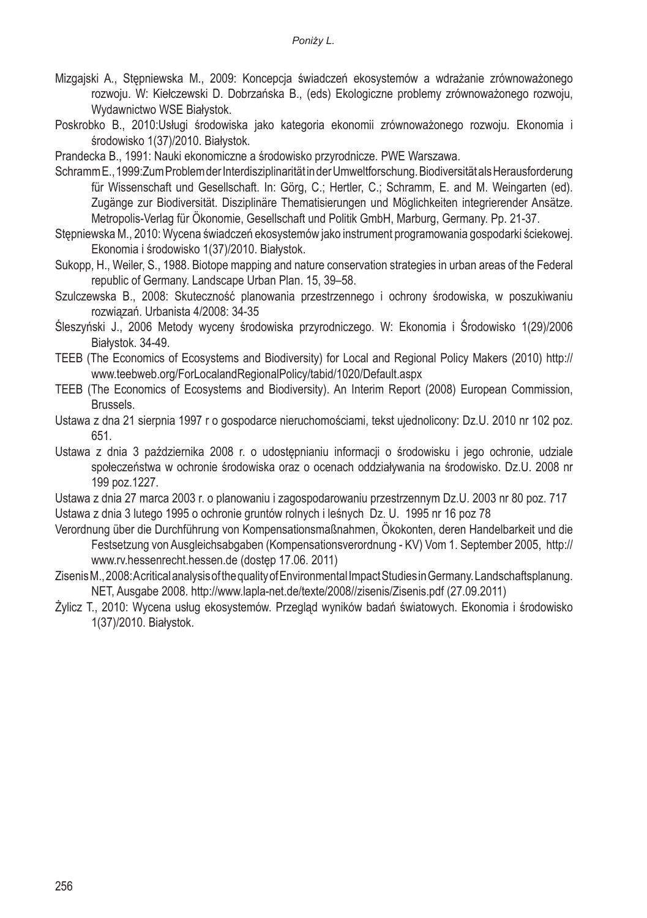Mizgajski A., Stępniewska M., 2009: Koncepcja świadczeń ekosystemów a wdrażanie zrównoważonego rozwoju. W: Kiełczewski D. Dobrzańska B., (eds) Ekologiczne problemy zrównoważonego rozwoju, Wydawnictwo WSE Białystok.

Poskrobko B., 2010:Usługi środowiska jako kategoria ekonomii zrównoważonego rozwoju. Ekonomia i środowisko 1(37)/2010. Białystok.

Prandecka B., 1991: Nauki ekonomiczne a środowisko przyrodnicze. PWE Warszawa.

Schramm E., 1999:Zum Problem der Interdisziplinarität in der Umweltforschung. Biodiversität als Herausforderung für Wissenschaft und Gesellschaft. In: Görg, C.; Hertler, C.; Schramm, E. and M. Weingarten (ed). Zugänge zur Biodiversität. Disziplinäre Thematisierungen und Möglichkeiten integrierender Ansätze. Metropolis-Verlag für Ökonomie, Gesellschaft und Politik GmbH, Marburg, Germany. Pp. 21-37.

Stępniewska M., 2010: Wycena świadczeń ekosystemów jako instrument programowania gospodarki ściekowej. Ekonomia i środowisko 1(37)/2010. Białystok.

Sukopp, H., Weiler, S., 1988. Biotope mapping and nature conservation strategies in urban areas of the Federal republic of Germany. Landscape Urban Plan. 15, 39–58.

Szulczewska B., 2008: Skuteczność planowania przestrzennego i ochrony środowiska, w poszukiwaniu rozwiązań. Urbanista 4/2008: 34-35

Śleszyński J., 2006 Metody wyceny środowiska przyrodniczego. W: Ekonomia i Środowisko 1(29)/2006 Białystok. 34-49.

TEEB (The Economics of Ecosystems and Biodiversity) for Local and Regional Policy Makers (2010) http://www.teebweb.org/ForLocalandRegionalPolicy/tabid/1020/Default.aspx

TEEB (The Economics of Ecosystems and Biodiversity). An Interim Report (2008) European Commission, Brussels.

Ustawa z dna 21 sierpnia 1997 r o gospodarce nieruchomościami, tekst ujednolicony: Dz.U. 2010 nr 102 poz. 651.

Ustawa z dnia 3 października 2008 r. o udostępnianiu informacji o środowisku i jego ochronie, udziale społeczeństwa w ochronie środowiska oraz o ocenach oddziaływania na środowisko. Dz.U. 2008 nr 199 poz.1227.

Ustawa z dnia 27 marca 2003 r. o planowaniu i zagospodarowaniu przestrzennym Dz.U. 2003 nr 80 poz. 717

Ustawa z dnia 3 lutego 1995 o ochronie gruntów rolnych i leśnych Dz. U. 1995 nr 16 poz 78

Verordnung über die Durchführung von Kompensationsmaßnahmen, Ökokonten, deren Handelbarkeit und die Festsetzung von Ausgleichsabgaben (Kompensationsverordnung - KV) Vom 1. September 2005, http://www.rv.hessenrecht.hessen.de (dostęp 17.06. 2011)

Zisenis M., 2008: A critical analysis of the quality of Environmental Impact Studies in Germany. Landschaftsplanung. NET, Ausgabe 2008. http://www.lapla-net.de/texte/2008//zisenis/Zisenis.pdf (27.09.2011)

Żylicz T., 2010: Wycena usług ekosystemów. Przegląd wyników badań światowych. Ekonomia i środowisko 1(37)/2010. Białystok.